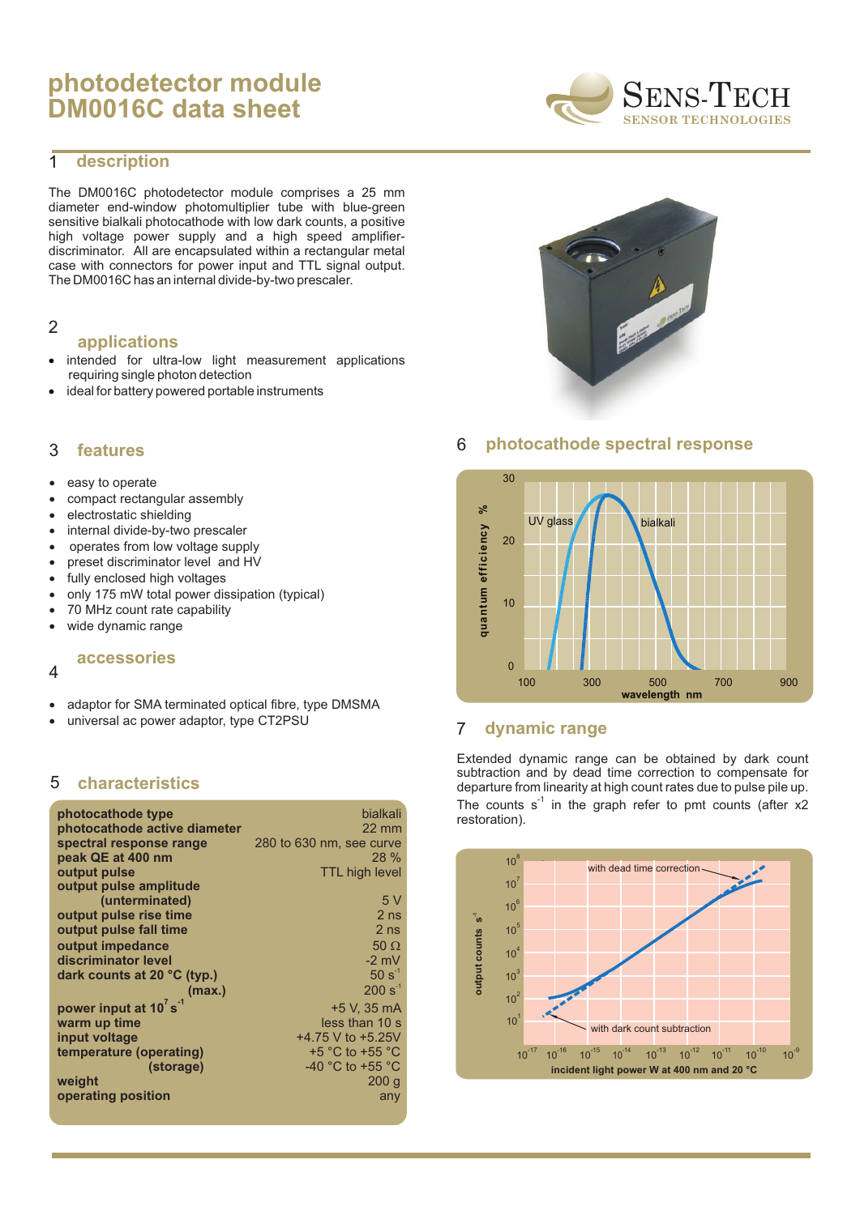# photodetector module DM0016C data sheet

## 1 description

The DM0016C photodetector module comprises a 25 mm diameter end-window photomultiplier tube with blue-green sensitive bialkali photocathode with low dark counts, a positive high voltage power supply and a high speed amplifier-discriminator. All are encapsulated within a rectangular metal case with connectors for power input and TTL signal output. The DM0016C has an internal divide-by-two prescaler.

## 2 applications

- intended for ultra-low light measurement applications requiring single photon detection
- ideal for battery powered portable instruments

## 3 features

- easy to operate
- compact rectangular assembly
- electrostatic shielding
- internal divide-by-two prescaler
- operates from low voltage supply
- preset discriminator level and HV
- fully enclosed high voltages
- only 175 mW total power dissipation (typical)
- 70 MHz count rate capability
- wide dynamic range

## 4 accessories

- adaptor for SMA terminated optical fibre, type DMSMA
- universal ac power adaptor, type CT2PSU

## 5 characteristics

| | |
|---|---|
| **photocathode type** | bialkali |
| **photocathode active diameter** | 22 mm |
| **spectral response range** | 280 to 630 nm, see curve |
| **peak QE at 400 nm** | 28 % |
| **output pulse** | TTL high level |
| **output pulse amplitude (unterminated)** | 5 V |
| **output pulse rise time** | 2 ns |
| **output pulse fall time** | 2 ns |
| **output impedance** | 50 Ω |
| **discriminator level** | -2 mV |
| **dark counts at 20 °C (typ.)** | 50 $s^{-1}$ |
| **(max.)** | 200 $s^{-1}$ |
| **power input at $10^7$ $s^{-1}$** | +5 V, 35 mA |
| **warm up time** | less than 10 s |
| **input voltage** | +4.75 V to +5.25V |
| **temperature (operating)** | +5 °C to +55 °C |
| **(storage)** | -40 °C to +55 °C |
| **weight** | 200 g |
| **operating position** | any |

## 6 photocathode spectral response

## 7 dynamic range

Extended dynamic range can be obtained by dark count subtraction and by dead time correction to compensate for departure from linearity at high count rates due to pulse pile up. The counts $s^{-1}$ in the graph refer to pmt counts (after x2 restoration).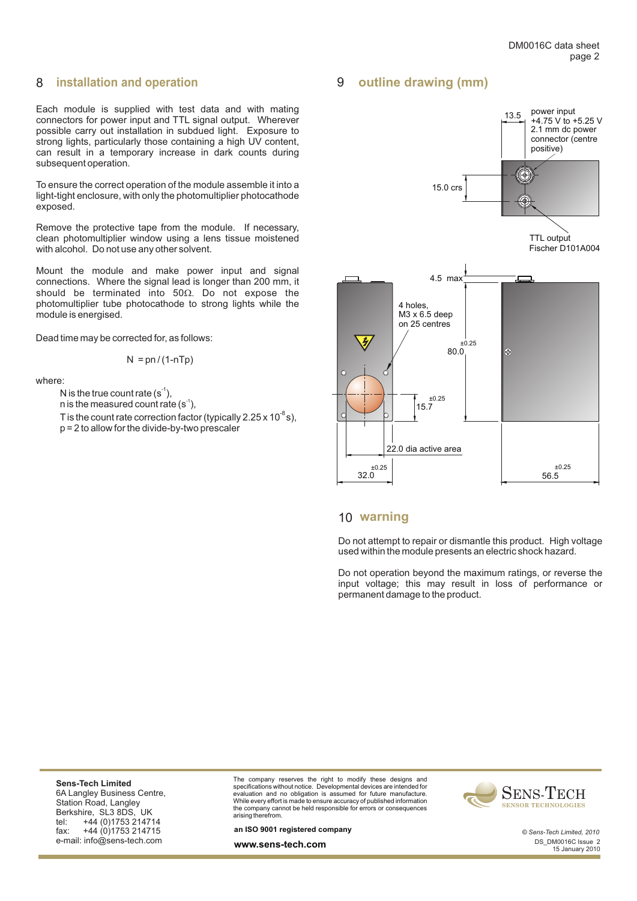## 8 installation and operation

Each module is supplied with test data and with mating connectors for power input and TTL signal output. Wherever possible carry out installation in subdued light. Exposure to strong lights, particularly those containing a high UV content, can result in a temporary increase in dark counts during subsequent operation.

To ensure the correct operation of the module assemble it into a light-tight enclosure, with only the photomultiplier photocathode exposed.

Remove the protective tape from the module. If necessary, clean photomultiplier window using a lens tissue moistened with alcohol. Do not use any other solvent.

Mount the module and make power input and signal connections. Where the signal lead is longer than 200 mm, it should be terminated into 50Ω. Do not expose the photomultiplier tube photocathode to strong lights while the module is energised.

Dead time may be corrected for, as follows:

$$N = pn / (1 - nTp)$$

where:

- $N$ is the true count rate ($s^{-1}$),
- $n$ is the measured count rate ($s^{-1}$),
- $T$ is the count rate correction factor (typically $2.25 \times 10^{-8}$ s),
- $p = 2$ to allow for the divide-by-two prescaler

## 9 outline drawing (mm)

13.5

power input
+4.75 V to +5.25 V
2.1 mm dc power connector (centre positive)

15.0 crs

TTL output
Fischer D101A004

4.5 max

4 holes,
M3 x 6.5 deep
on 25 centres

80.0 ±0.25

15.7 ±0.25

22.0 dia active area

32.0 ±0.25

56.5 ±0.25

## 10 warning

Do not attempt to repair or dismantle this product. High voltage used within the module presents an electric shock hazard.

Do not operation beyond the maximum ratings, or reverse the input voltage; this may result in loss of performance or permanent damage to the product.

**Sens-Tech Limited**
6A Langley Business Centre,
Station Road, Langley
Berkshire, SL3 8DS, UK
tel: +44 (0)1753 214714
fax: +44 (0)1753 214715
e-mail: info@sens-tech.com

The company reserves the right to modify these designs and specifications without notice. Developmental devices are intended for evaluation and no obligation is assumed for future manufacture. While every effort is made to ensure accuracy of published information the company cannot be held responsible for errors or consequences arising therefrom.

**an ISO 9001 registered company**

**www.sens-tech.com**

SENS-TECH
SENSOR TECHNOLOGIES

*© Sens-Tech Limited, 2010*
DS_DM0016C Issue 2
15 January 2010